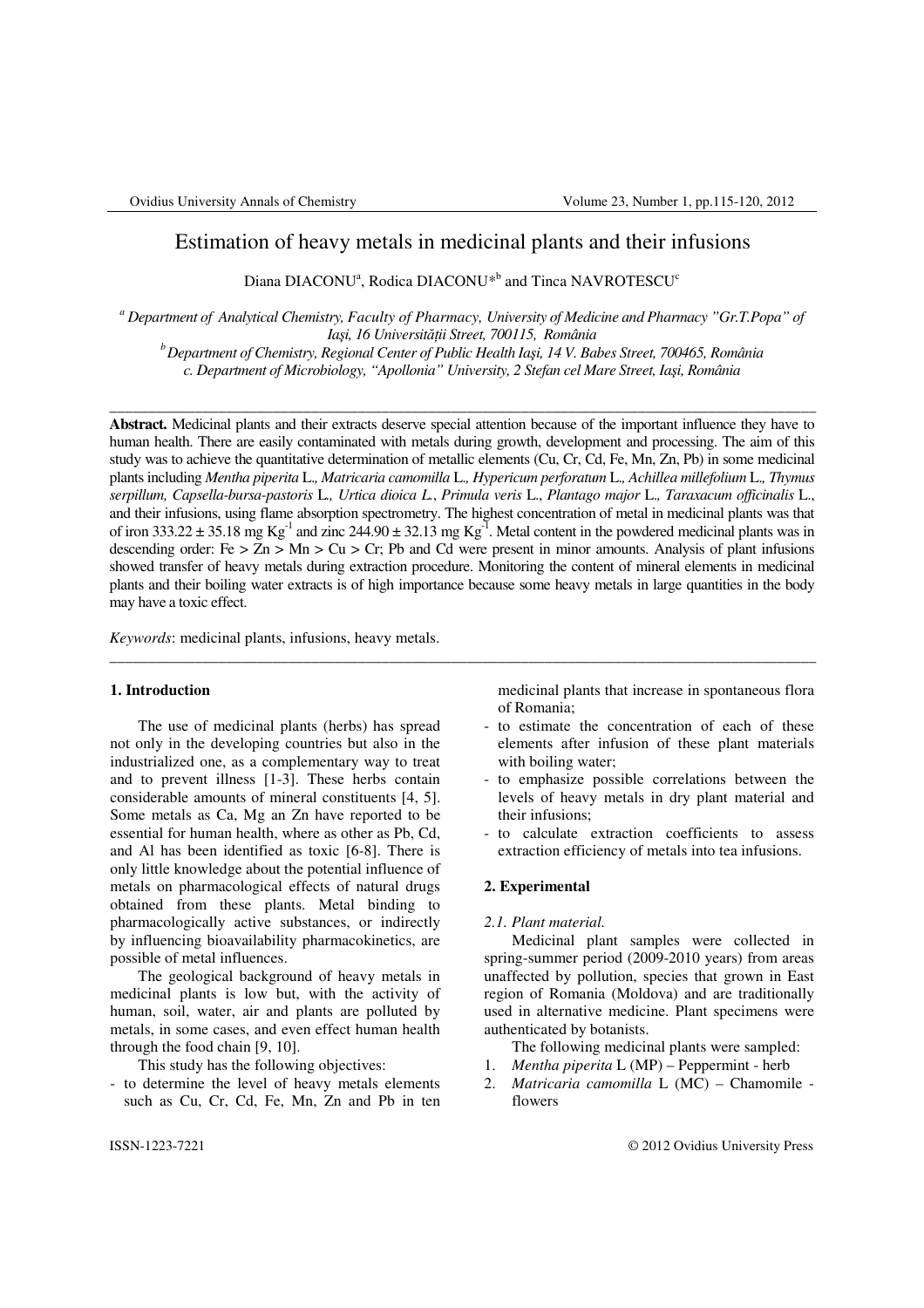# Estimation of heavy metals in medicinal plants and their infusions

Diana DIACONU[a], Rodica DIACONU*[b] and Tinca NAVROTESCU[c]

[a] *Department of Analytical Chemistry, Faculty of Pharmacy, University of Medicine and Pharmacy "Gr.T.Popa" of Iaşi, 16 Universităţii Street, 700115, România*

[b] *Department of Chemistry, Regional Center of Public Health Iaşi, 14 V. Babes Street, 700465, România*

*c. Department of Microbiology, "Apollonia" University, 2 Stefan cel Mare Street, Iaşi, România*

---

**Abstract.** Medicinal plants and their extracts deserve special attention because of the important influence they have to human health. There are easily contaminated with metals during growth, development and processing. The aim of this study was to achieve the quantitative determination of metallic elements (Cu, Cr, Cd, Fe, Mn, Zn, Pb) in some medicinal plants including *Mentha piperita* L.*, Matricaria camomilla* L.*, Hypericum perforatum* L.*, Achillea millefolium* L.*, Thymus serpillum, Capsella-bursa-pastoris* L.*, Urtica dioica L.*, *Primula veris* L., *Plantago major* L.*, Taraxacum officinalis* L., and their infusions, using flame absorption spectrometry. The highest concentration of metal in medicinal plants was that of iron 333.22 ± 35.18 mg $Kg^{-1}$ and zinc 244.90 ± 32.13 mg $Kg^{-1}$. Metal content in the powdered medicinal plants was in descending order: Fe > Zn > Mn > Cu > Cr; Pb and Cd were present in minor amounts. Analysis of plant infusions showed transfer of heavy metals during extraction procedure. Monitoring the content of mineral elements in medicinal plants and their boiling water extracts is of high importance because some heavy metals in large quantities in the body may have a toxic effect.

*Keywords*: medicinal plants, infusions, heavy metals.

---

## 1. Introduction

The use of medicinal plants (herbs) has spread not only in the developing countries but also in the industrialized one, as a complementary way to treat and to prevent illness [1-3]. These herbs contain considerable amounts of mineral constituents [4, 5]. Some metals as Ca, Mg an Zn have reported to be essential for human health, where as other as Pb, Cd, and Al has been identified as toxic [6-8]. There is only little knowledge about the potential influence of metals on pharmacological effects of natural drugs obtained from these plants. Metal binding to pharmacologically active substances, or indirectly by influencing bioavailability pharmacokinetics, are possible of metal influences.

The geological background of heavy metals in medicinal plants is low but, with the activity of human, soil, water, air and plants are polluted by metals, in some cases, and even effect human health through the food chain [9, 10].

This study has the following objectives:

- to determine the level of heavy metals elements such as Cu, Cr, Cd, Fe, Mn, Zn and Pb in ten medicinal plants that increase in spontaneous flora of Romania;
- to estimate the concentration of each of these elements after infusion of these plant materials with boiling water;
- to emphasize possible correlations between the levels of heavy metals in dry plant material and their infusions;
- to calculate extraction coefficients to assess extraction efficiency of metals into tea infusions.

## 2. Experimental

### *2.1. Plant material.*

Medicinal plant samples were collected in spring-summer period (2009-2010 years) from areas unaffected by pollution, species that grown in East region of Romania (Moldova) and are traditionally used in alternative medicine. Plant specimens were authenticated by botanists.

The following medicinal plants were sampled:

1. *Mentha piperita* L (MP) – Peppermint - herb
2. *Matricaria camomilla* L (MC) – Chamomile - flowers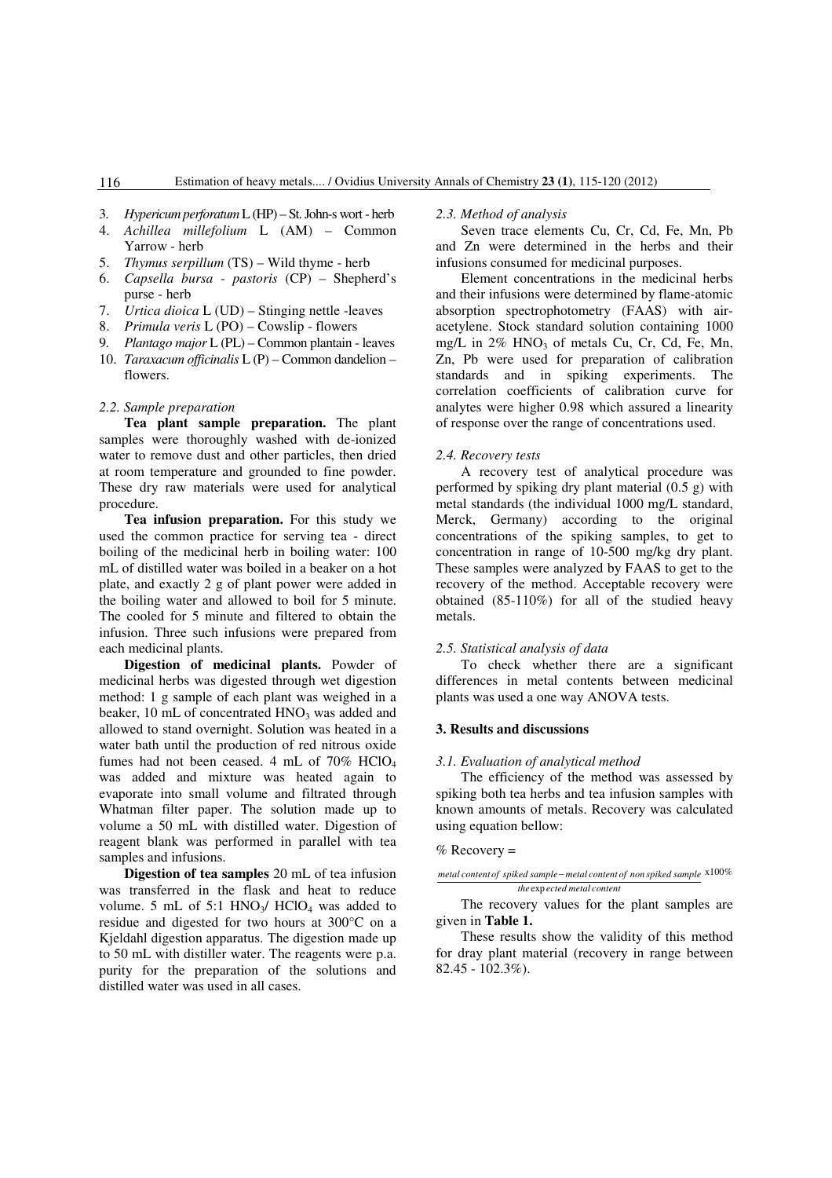3. *Hypericum perforatum* L (HP) – St. John-s wort - herb
4. *Achillea millefolium* L (AM) – Common Yarrow - herb
5. *Thymus serpillum* (TS) – Wild thyme - herb
6. *Capsella bursa - pastoris* (CP) – Shepherd's purse - herb
7. *Urtica dioica* L (UD) – Stinging nettle -leaves
8. *Primula veris* L (PO) – Cowslip - flowers
9. *Plantago major* L (PL) – Common plantain - leaves
10. *Taraxacum officinalis* L (P) – Common dandelion – flowers.

*2.2. Sample preparation*

**Tea plant sample preparation.** The plant samples were thoroughly washed with de-ionized water to remove dust and other particles, then dried at room temperature and grounded to fine powder. These dry raw materials were used for analytical procedure.

**Tea infusion preparation.** For this study we used the common practice for serving tea - direct boiling of the medicinal herb in boiling water: 100 mL of distilled water was boiled in a beaker on a hot plate, and exactly 2 g of plant power were added in the boiling water and allowed to boil for 5 minute. The cooled for 5 minute and filtered to obtain the infusion. Three such infusions were prepared from each medicinal plants.

**Digestion of medicinal plants.** Powder of medicinal herbs was digested through wet digestion method: 1 g sample of each plant was weighed in a beaker, 10 mL of concentrated $HNO_3$ was added and allowed to stand overnight. Solution was heated in a water bath until the production of red nitrous oxide fumes had not been ceased. 4 mL of 70% $HClO_4$ was added and mixture was heated again to evaporate into small volume and filtrated through Whatman filter paper. The solution made up to volume a 50 mL with distilled water. Digestion of reagent blank was performed in parallel with tea samples and infusions.

**Digestion of tea samples** 20 mL of tea infusion was transferred in the flask and heat to reduce volume. 5 mL of 5:1 $HNO_3$/ $HClO_4$ was added to residue and digested for two hours at 300°C on a Kjeldahl digestion apparatus. The digestion made up to 50 mL with distiller water. The reagents were p.a. purity for the preparation of the solutions and distilled water was used in all cases.

*2.3. Method of analysis*

Seven trace elements Cu, Cr, Cd, Fe, Mn, Pb and Zn were determined in the herbs and their infusions consumed for medicinal purposes.

Element concentrations in the medicinal herbs and their infusions were determined by flame-atomic absorption spectrophotometry (FAAS) with air-acetylene. Stock standard solution containing 1000 mg/L in 2% $HNO_3$ of metals Cu, Cr, Cd, Fe, Mn, Zn, Pb were used for preparation of calibration standards and in spiking experiments. The correlation coefficients of calibration curve for analytes were higher 0.98 which assured a linearity of response over the range of concentrations used.

*2.4. Recovery tests*

A recovery test of analytical procedure was performed by spiking dry plant material (0.5 g) with metal standards (the individual 1000 mg/L standard, Merck, Germany) according to the original concentrations of the spiking samples, to get to concentration in range of 10-500 mg/kg dry plant. These samples were analyzed by FAAS to get to the recovery of the method. Acceptable recovery were obtained (85-110%) for all of the studied heavy metals.

*2.5. Statistical analysis of data*

To check whether there are a significant differences in metal contents between medicinal plants was used a one way ANOVA tests.

## 3. Results and discussions

*3.1. Evaluation of analytical method*

The efficiency of the method was assessed by spiking both tea herbs and tea infusion samples with known amounts of metals. Recovery was calculated using equation bellow:

$$\% \text{ Recovery} = \frac{\text{metal content of spiked sample} - \text{metal content of non spiked sample}}{\text{the expected metal content}} \times 100\%$$

The recovery values for the plant samples are given in **Table 1.**

These results show the validity of this method for dray plant material (recovery in range between 82.45 - 102.3%).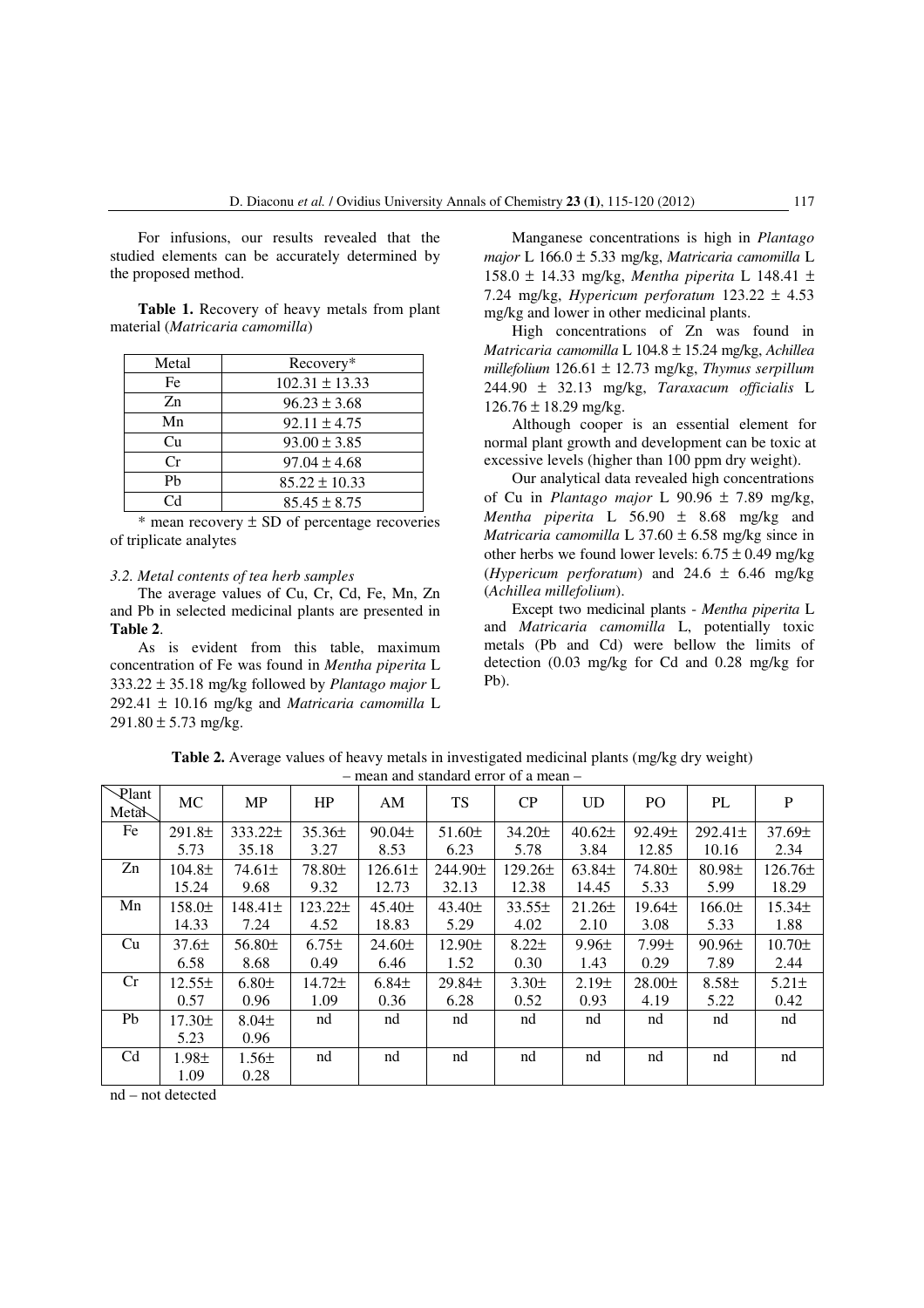For infusions, our results revealed that the studied elements can be accurately determined by the proposed method.

**Table 1.** Recovery of heavy metals from plant material (*Matricaria camomilla*)

| Metal | Recovery* |
|---|---|
| Fe | 102.31 ± 13.33 |
| Zn | 96.23 ± 3.68 |
| Mn | 92.11 ± 4.75 |
| Cu | 93.00 ± 3.85 |
| Cr | 97.04 ± 4.68 |
| Pb | 85.22 ± 10.33 |
| Cd | 85.45 ± 8.75 |

\* mean recovery ± SD of percentage recoveries of triplicate analytes

*3.2. Metal contents of tea herb samples*

The average values of Cu, Cr, Cd, Fe, Mn, Zn and Pb in selected medicinal plants are presented in **Table 2**.

As is evident from this table, maximum concentration of Fe was found in *Mentha piperita* L 333.22 ± 35.18 mg/kg followed by *Plantago major* L 292.41 ± 10.16 mg/kg and *Matricaria camomilla* L 291.80 ± 5.73 mg/kg.

Manganese concentrations is high in *Plantago major* L 166.0 ± 5.33 mg/kg, *Matricaria camomilla* L 158.0 ± 14.33 mg/kg, *Mentha piperita* L 148.41 ± 7.24 mg/kg, *Hypericum perforatum* 123.22 ± 4.53 mg/kg and lower in other medicinal plants.

High concentrations of Zn was found in *Matricaria camomilla* L 104.8 ± 15.24 mg/kg, *Achillea millefolium* 126.61 ± 12.73 mg/kg, *Thymus serpillum* 244.90 ± 32.13 mg/kg, *Taraxacum officialis* L 126.76 ± 18.29 mg/kg.

Although cooper is an essential element for normal plant growth and development can be toxic at excessive levels (higher than 100 ppm dry weight).

Our analytical data revealed high concentrations of Cu in *Plantago major* L 90.96 ± 7.89 mg/kg, *Mentha piperita* L 56.90 ± 8.68 mg/kg and *Matricaria camomilla* L 37.60 ± 6.58 mg/kg since in other herbs we found lower levels: 6.75 ± 0.49 mg/kg (*Hypericum perforatum*) and 24.6 ± 6.46 mg/kg (*Achillea millefolium*).

Except two medicinal plants - *Mentha piperita* L and *Matricaria camomilla* L, potentially toxic metals (Pb and Cd) were bellow the limits of detection (0.03 mg/kg for Cd and 0.28 mg/kg for Pb).

**Table 2.** Average values of heavy metals in investigated medicinal plants (mg/kg dry weight) – mean and standard error of a mean –

| Plant / Metal | MC | MP | HP | AM | TS | CP | UD | PO | PL | P |
|---|---|---|---|---|---|---|---|---|---|---|
| Fe | 291.8± 5.73 | 333.22± 35.18 | 35.36± 3.27 | 90.04± 8.53 | 51.60± 6.23 | 34.20± 5.78 | 40.62± 3.84 | 92.49± 12.85 | 292.41± 10.16 | 37.69± 2.34 |
| Zn | 104.8± 15.24 | 74.61± 9.68 | 78.80± 9.32 | 126.61± 12.73 | 244.90± 32.13 | 129.26± 12.38 | 63.84± 14.45 | 74.80± 5.33 | 80.98± 5.99 | 126.76± 18.29 |
| Mn | 158.0± 14.33 | 148.41± 7.24 | 123.22± 4.52 | 45.40± 18.83 | 43.40± 5.29 | 33.55± 4.02 | 21.26± 2.10 | 19.64± 3.08 | 166.0± 5.33 | 15.34± 1.88 |
| Cu | 37.6± 6.58 | 56.80± 8.68 | 6.75± 0.49 | 24.60± 6.46 | 12.90± 1.52 | 8.22± 0.30 | 9.96± 1.43 | 7.99± 0.29 | 90.96± 7.89 | 10.70± 2.44 |
| Cr | 12.55± 0.57 | 6.80± 0.96 | 14.72± 1.09 | 6.84± 0.36 | 29.84± 6.28 | 3.30± 0.52 | 2.19± 0.93 | 28.00± 4.19 | 8.58± 5.22 | 5.21± 0.42 |
| Pb | 17.30± 5.23 | 8.04± 0.96 | nd | nd | nd | nd | nd | nd | nd | nd |
| Cd | 1.98± 1.09 | 1.56± 0.28 | nd | nd | nd | nd | nd | nd | nd | nd |

nd – not detected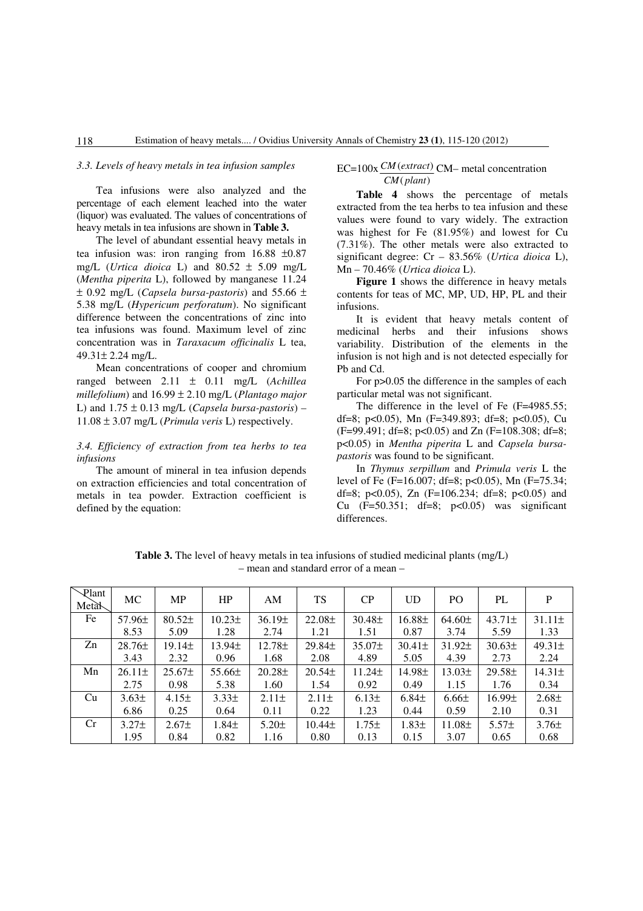### 3.3. Levels of heavy metals in tea infusion samples

Tea infusions were also analyzed and the percentage of each element leached into the water (liquor) was evaluated. The values of concentrations of heavy metals in tea infusions are shown in **Table 3.**

The level of abundant essential heavy metals in tea infusion was: iron ranging from 16.88 ±0.87 mg/L (*Urtica dioica* L) and 80.52 ± 5.09 mg/L (*Mentha piperita* L), followed by manganese 11.24 ± 0.92 mg/L (*Capsela bursa-pastoris*) and 55.66 ± 5.38 mg/L (*Hypericum perforatum*). No significant difference between the concentrations of zinc into tea infusions was found. Maximum level of zinc concentration was in *Taraxacum officinalis* L tea, 49.31± 2.24 mg/L.

Mean concentrations of cooper and chromium ranged between 2.11 ± 0.11 mg/L (*Achillea millefolium*) and 16.99 ± 2.10 mg/L (*Plantago major* L) and 1.75 ± 0.13 mg/L (*Capsela bursa-pastoris*) – 11.08 ± 3.07 mg/L (*Primula veris* L) respectively.

### 3.4. Efficiency of extraction from tea herbs to tea infusions

The amount of mineral in tea infusion depends on extraction efficiencies and total concentration of metals in tea powder. Extraction coefficient is defined by the equation:

$$EC = 100 \times \frac{CM(extract)}{CM(plant)}$$ CM– metal concentration

**Table 4** shows the percentage of metals extracted from the tea herbs to tea infusion and these values were found to vary widely. The extraction was highest for Fe (81.95%) and lowest for Cu (7.31%). The other metals were also extracted to significant degree: Cr – 83.56% (*Urtica dioica* L), Mn – 70.46% (*Urtica dioica* L).

**Figure 1** shows the difference in heavy metals contents for teas of MC, MP, UD, HP, PL and their infusions.

It is evident that heavy metals content of medicinal herbs and their infusions shows variability. Distribution of the elements in the infusion is not high and is not detected especially for Pb and Cd.

For $p > 0.05$ the difference in the samples of each particular metal was not significant.

The difference in the level of Fe ($F = 4985.55$; df=8; $p < 0.05$), Mn ($F = 349.893$; df=8; $p < 0.05$), Cu ($F = 99.491$; df=8; $p < 0.05$) and Zn ($F = 108.308$; df=8; $p < 0.05$) in *Mentha piperita* L and *Capsela bursa-pastoris* was found to be significant.

In *Thymus serpillum* and *Primula veris* L the level of Fe ($F = 16.007$; df=8; $p < 0.05$), Mn ($F = 75.34$; df=8; $p < 0.05$), Zn ($F = 106.234$; df=8; $p < 0.05$) and Cu ($F = 50.351$; df=8; $p < 0.05$) was significant differences.

**Table 3.** The level of heavy metals in tea infusions of studied medicinal plants (mg/L) – mean and standard error of a mean –

| Plant / Metal | MC | MP | HP | AM | TS | CP | UD | PO | PL | P |
|---|---|---|---|---|---|---|---|---|---|---|
| Fe | 57.96± 8.53 | 80.52± 5.09 | 10.23± 1.28 | 36.19± 2.74 | 22.08± 1.21 | 30.48± 1.51 | 16.88± 0.87 | 64.60± 3.74 | 43.71± 5.59 | 31.11± 1.33 |
| Zn | 28.76± 3.43 | 19.14± 2.32 | 13.94± 0.96 | 12.78± 1.68 | 29.84± 2.08 | 35.07± 4.89 | 30.41± 5.05 | 31.92± 4.39 | 30.63± 2.73 | 49.31± 2.24 |
| Mn | 26.11± 2.75 | 25.67± 0.98 | 55.66± 5.38 | 20.28± 1.60 | 20.54± 1.54 | 11.24± 0.92 | 14.98± 0.49 | 13.03± 1.15 | 29.58± 1.76 | 14.31± 0.34 |
| Cu | 3.63± 6.86 | 4.15± 0.25 | 3.33± 0.64 | 2.11± 0.11 | 2.11± 0.22 | 6.13± 1.23 | 6.84± 0.44 | 6.66± 0.59 | 16.99± 2.10 | 2.68± 0.31 |
| Cr | 3.27± 1.95 | 2.67± 0.84 | 1.84± 0.82 | 5.20± 1.16 | 10.44± 0.80 | 1.75± 0.13 | 1.83± 0.15 | 11.08± 3.07 | 5.57± 0.65 | 3.76± 0.68 |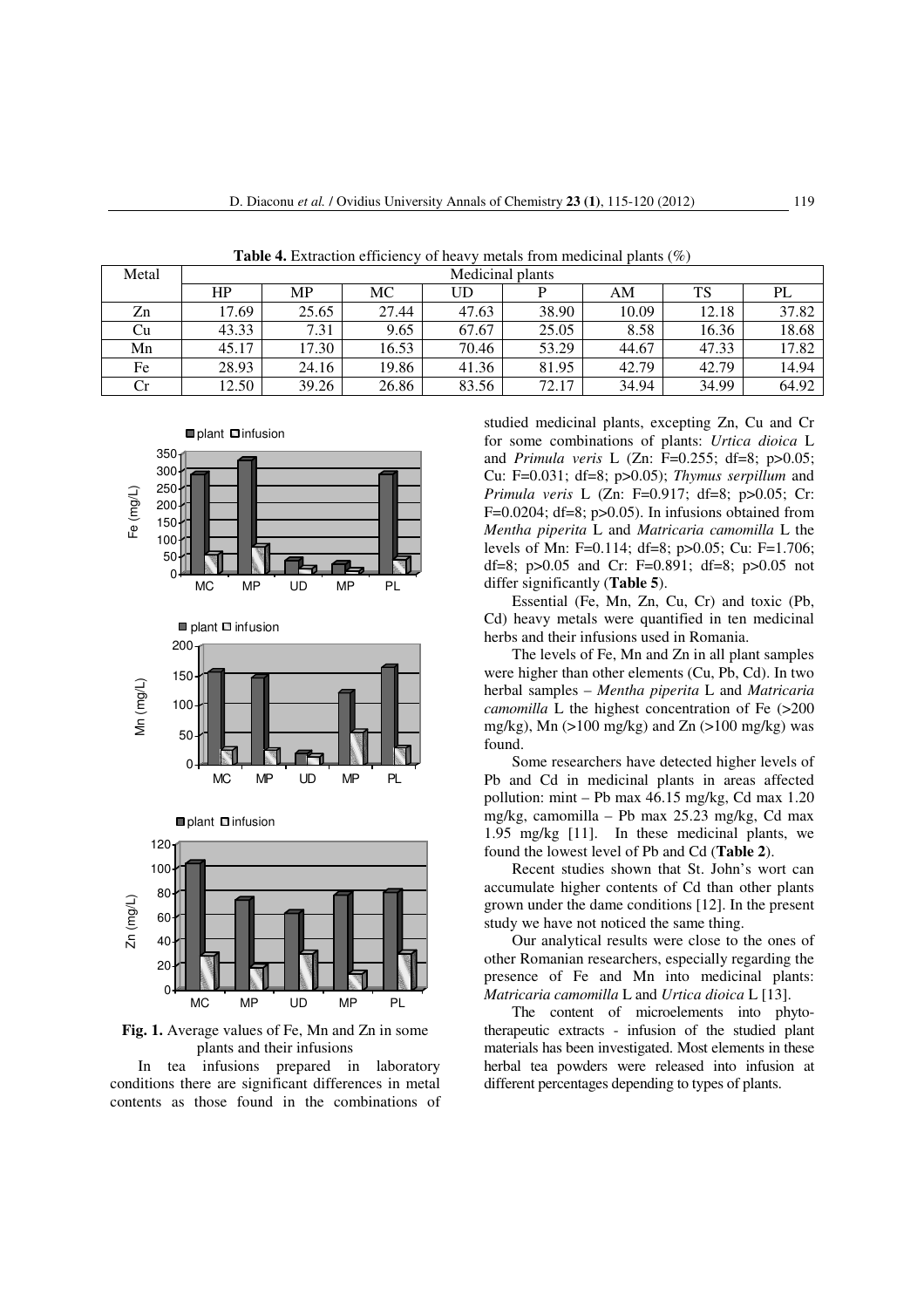**Table 4.** Extraction efficiency of heavy metals from medicinal plants (%)

| Metal | Medicinal plants | | | | | | | |
|---|---|---|---|---|---|---|---|---|
| | HP | MP | MC | UD | P | AM | TS | PL |
| Zn | 17.69 | 25.65 | 27.44 | 47.63 | 38.90 | 10.09 | 12.18 | 37.82 |
| Cu | 43.33 | 7.31 | 9.65 | 67.67 | 25.05 | 8.58 | 16.36 | 18.68 |
| Mn | 45.17 | 17.30 | 16.53 | 70.46 | 53.29 | 44.67 | 47.33 | 17.82 |
| Fe | 28.93 | 24.16 | 19.86 | 41.36 | 81.95 | 42.79 | 42.79 | 14.94 |
| Cr | 12.50 | 39.26 | 26.86 | 83.56 | 72.17 | 34.94 | 34.99 | 64.92 |

**Fig. 1.** Average values of Fe, Mn and Zn in some plants and their infusions

In tea infusions prepared in laboratory conditions there are significant differences in metal contents as those found in the combinations of studied medicinal plants, excepting Zn, Cu and Cr for some combinations of plants: *Urtica dioica* L and *Primula veris* L (Zn: F=0.255; df=8; p>0.05; Cu: F=0.031; df=8; p>0.05); *Thymus serpillum* and *Primula veris* L (Zn: F=0.917; df=8; p>0.05; Cr: F=0.0204; df=8; p>0.05). In infusions obtained from *Mentha piperita* L and *Matricaria camomilla* L the levels of Mn: F=0.114; df=8; p>0.05; Cu: F=1.706; df=8; p>0.05 and Cr: F=0.891; df=8; p>0.05 not differ significantly (**Table 5**).

Essential (Fe, Mn, Zn, Cu, Cr) and toxic (Pb, Cd) heavy metals were quantified in ten medicinal herbs and their infusions used in Romania.

The levels of Fe, Mn and Zn in all plant samples were higher than other elements (Cu, Pb, Cd). In two herbal samples – *Mentha piperita* L and *Matricaria camomilla* L the highest concentration of Fe (>200 mg/kg), Mn (>100 mg/kg) and Zn (>100 mg/kg) was found.

Some researchers have detected higher levels of Pb and Cd in medicinal plants in areas affected pollution: mint – Pb max 46.15 mg/kg, Cd max 1.20 mg/kg, camomilla – Pb max 25.23 mg/kg, Cd max 1.95 mg/kg [11]. In these medicinal plants, we found the lowest level of Pb and Cd (**Table 2**).

Recent studies shown that St. John's wort can accumulate higher contents of Cd than other plants grown under the dame conditions [12]. In the present study we have not noticed the same thing.

Our analytical results were close to the ones of other Romanian researchers, especially regarding the presence of Fe and Mn into medicinal plants: *Matricaria camomilla* L and *Urtica dioica* L [13].

The content of microelements into phyto-therapeutic extracts - infusion of the studied plant materials has been investigated. Most elements in these herbal tea powders were released into infusion at different percentages depending to types of plants.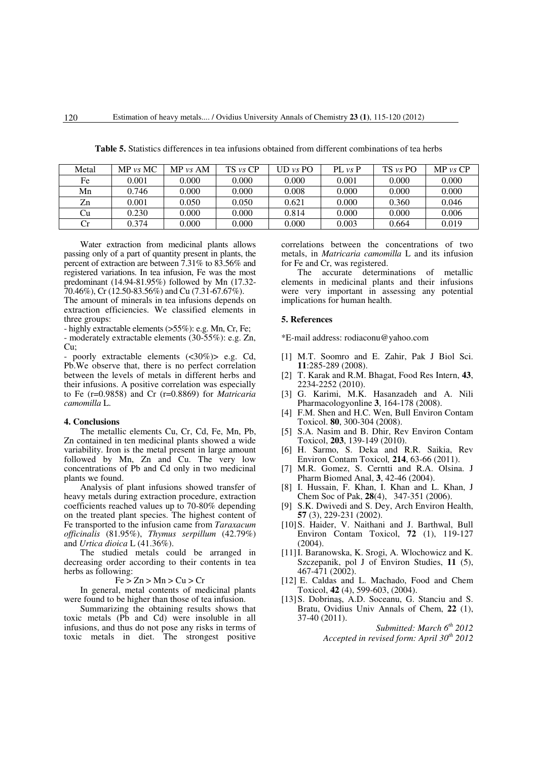**Table 5.** Statistics differences in tea infusions obtained from different combinations of tea herbs

| Metal | MP *vs* MC | MP *vs* AM | TS *vs* CP | UD *vs* PO | PL *vs* P | TS *vs* PO | MP *vs* CP |
|---|---|---|---|---|---|---|---|
| Fe | 0.001 | 0.000 | 0.000 | 0.000 | 0.001 | 0.000 | 0.000 |
| Mn | 0.746 | 0.000 | 0.000 | 0.008 | 0.000 | 0.000 | 0.000 |
| Zn | 0.001 | 0.050 | 0.050 | 0.621 | 0.000 | 0.360 | 0.046 |
| Cu | 0.230 | 0.000 | 0.000 | 0.814 | 0.000 | 0.000 | 0.006 |
| Cr | 0.374 | 0.000 | 0.000 | 0.000 | 0.003 | 0.664 | 0.019 |

Water extraction from medicinal plants allows passing only of a part of quantity present in plants, the percent of extraction are between 7.31% to 83.56% and registered variations. In tea infusion, Fe was the most predominant (14.94-81.95%) followed by Mn (17.32-70.46%), Cr (12.50-83.56%) and Cu (7.31-67.67%).

The amount of minerals in tea infusions depends on extraction efficiencies. We classified elements in three groups:

- highly extractable elements (>55%): e.g. Mn, Cr, Fe;
- moderately extractable elements (30-55%): e.g. Zn, Cu;
- poorly extractable elements (<30%)> e.g. Cd, Pb.We observe that, there is no perfect correlation between the levels of metals in different herbs and their infusions. A positive correlation was especially to Fe (r=0.9858) and Cr (r=0.8869) for *Matricaria camomilla* L.

## 4. Conclusions

The metallic elements Cu, Cr, Cd, Fe, Mn, Pb, Zn contained in ten medicinal plants showed a wide variability. Iron is the metal present in large amount followed by Mn, Zn and Cu. The very low concentrations of Pb and Cd only in two medicinal plants we found.

Analysis of plant infusions showed transfer of heavy metals during extraction procedure, extraction coefficients reached values up to 70-80% depending on the treated plant species. The highest content of Fe transported to the infusion came from *Taraxacum officinalis* (81.95%), *Thymus serpillum* (42.79%) and *Urtica dioica* L (41.36%).

The studied metals could be arranged in decreasing order according to their contents in tea herbs as following:

Fe > Zn > Mn > Cu > Cr

In general, metal contents of medicinal plants were found to be higher than those of tea infusion.

Summarizing the obtaining results shows that toxic metals (Pb and Cd) were insoluble in all infusions, and thus do not pose any risks in terms of toxic metals in diet. The strongest positive correlations between the concentrations of two metals, in *Matricaria camomilla* L and its infusion for Fe and Cr, was registered.

The accurate determinations of metallic elements in medicinal plants and their infusions were very important in assessing any potential implications for human health.

## 5. References

*E-mail address: rodiaconu@yahoo.com

[1] M.T. Soomro and E. Zahir, Pak J Biol Sci. **11**:285-289 (2008).

[2] T. Karak and R.M. Bhagat, Food Res Intern, **43**, 2234-2252 (2010).

[3] G. Karimi, M.K. Hasanzadeh and A. Nili Pharmacologyonline **3**, 164-178 (2008).

[4] F.M. Shen and H.C. Wen, Bull Environ Contam Toxicol. **80**, 300-304 (2008).

[5] S.A. Nasim and B. Dhir, Rev Environ Contam Toxicol, **203**, 139-149 (2010).

[6] H. Sarmo, S. Deka and R.R. Saikia, Rev Environ Contam Toxicol, **214**, 63-66 (2011).

[7] M.R. Gomez, S. Cerntti and R.A. Olsina. J Pharm Biomed Anal, **3**, 42-46 (2004).

[8] I. Hussain, F. Khan, I. Khan and L. Khan, J Chem Soc of Pak, **28**(4), 347-351 (2006).

[9] S.K. Dwivedi and S. Dey, Arch Environ Health, **57** (3), 229-231 (2002).

[10] S. Haider, V. Naithani and J. Barthwal, Bull Environ Contam Toxicol, **72** (1), 119-127 (2004).

[11] I. Baranowska, K. Srogi, A. Wlochowicz and K. Szczepanik, pol J of Environ Studies, **11** (5), 467-471 (2002).

[12] E. Caldas and L. Machado, Food and Chem Toxicol, **42** (4), 599-603, (2004).

[13] S. Dobrinaş, A.D. Soceanu, G. Stanciu and S. Bratu, Ovidius Univ Annals of Chem, **22** (1), 37-40 (2011).

*Submitted: March 6th 2012*

*Accepted in revised form: April 30th 2012*